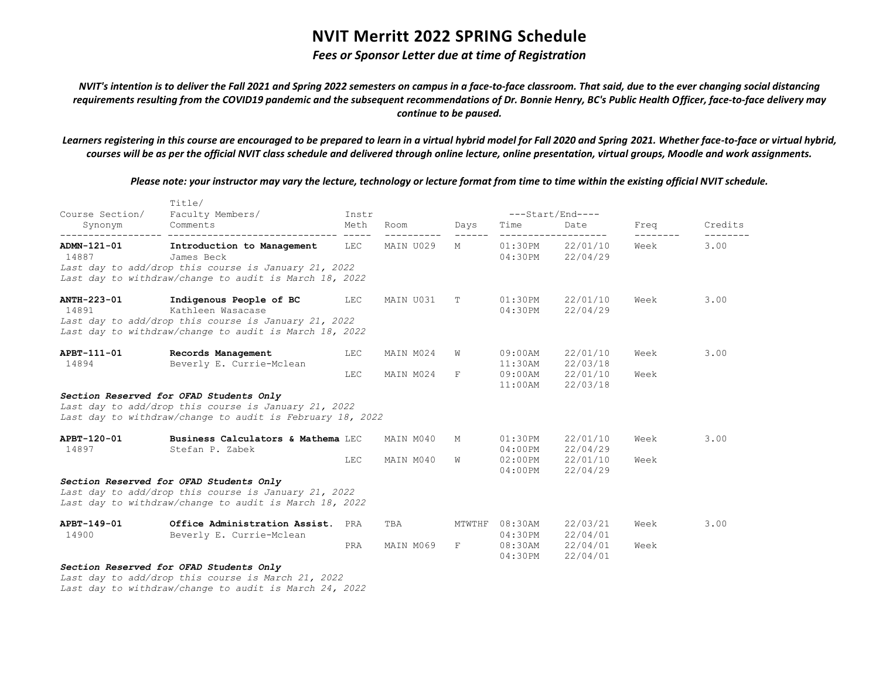# NVIT Merritt 2022 SPRING Schedule

*Fees or Sponsor Letter due at time of Registration*

***NVIT's intention is to deliver the Fall 2021 and Spring 2022 semesters on campus in a face-to-face classroom. That said, due to the ever changing social distancing requirements resulting from the COVID19 pandemic and the subsequent recommendations of Dr. Bonnie Henry, BC's Public Health Officer, face-to-face delivery may continue to be paused.***

***Learners registering in this course are encouraged to be prepared to learn in a virtual hybrid model for Fall 2020 and Spring 2021. Whether face-to-face or virtual hybrid, courses will be as per the official NVIT class schedule and delivered through online lecture, online presentation, virtual groups, Moodle and work assignments.***

***Please note: your instructor may vary the lecture, technology or lecture format from time to time within the existing official NVIT schedule.***

| Course Section/ Synonym | Title/ Faculty Members/ Comments | Instr Meth | Room | Days | Start/End Time | Start/End Date | Freq | Credits |
|---|---|---|---|---|---|---|---|---|
| **ADMN-121-01** | **Introduction to Management** | LEC | MAIN U029 | M | 01:30PM | 22/01/10 | Week | 3.00 |
| 14887 | James Beck | | | | 04:30PM | 22/04/29 | | |
| | *Last day to add/drop this course is January 21, 2022* | | | | | | | |
| | *Last day to withdraw/change to audit is March 18, 2022* | | | | | | | |
| **ANTH-223-01** | **Indigenous People of BC** | LEC | MAIN U031 | T | 01:30PM | 22/01/10 | Week | 3.00 |
| 14891 | Kathleen Wasacase | | | | 04:30PM | 22/04/29 | | |
| | *Last day to add/drop this course is January 21, 2022* | | | | | | | |
| | *Last day to withdraw/change to audit is March 18, 2022* | | | | | | | |
| **APBT-111-01** | **Records Management** | LEC | MAIN M024 | W | 09:00AM | 22/01/10 | Week | 3.00 |
| 14894 | Beverly E. Currie-Mclean | | | | 11:30AM | 22/03/18 | | |
| | | LEC | MAIN M024 | F | 09:00AM | 22/01/10 | Week | |
| | | | | | 11:00AM | 22/03/18 | | |
| | ***Section Reserved for OFAD Students Only*** | | | | | | | |
| | *Last day to add/drop this course is January 21, 2022* | | | | | | | |
| | *Last day to withdraw/change to audit is February 18, 2022* | | | | | | | |
| **APBT-120-01** | **Business Calculators & Mathema** | LEC | MAIN M040 | M | 01:30PM | 22/01/10 | Week | 3.00 |
| 14897 | Stefan P. Zabek | | | | 04:00PM | 22/04/29 | | |
| | | LEC | MAIN M040 | W | 02:00PM | 22/01/10 | Week | |
| | | | | | 04:00PM | 22/04/29 | | |
| | ***Section Reserved for OFAD Students Only*** | | | | | | | |
| | *Last day to add/drop this course is January 21, 2022* | | | | | | | |
| | *Last day to withdraw/change to audit is March 18, 2022* | | | | | | | |
| **APBT-149-01** | **Office Administration Assist.** | PRA | TBA | MTWTHF | 08:30AM | 22/03/21 | Week | 3.00 |
| 14900 | Beverly E. Currie-Mclean | | | | 04:30PM | 22/04/01 | | |
| | | PRA | MAIN M069 | F | 08:30AM | 22/04/01 | Week | |
| | | | | | 04:30PM | 22/04/01 | | |
| | ***Section Reserved for OFAD Students Only*** | | | | | | | |
| | *Last day to add/drop this course is March 21, 2022* | | | | | | | |
| | *Last day to withdraw/change to audit is March 24, 2022* | | | | | | | |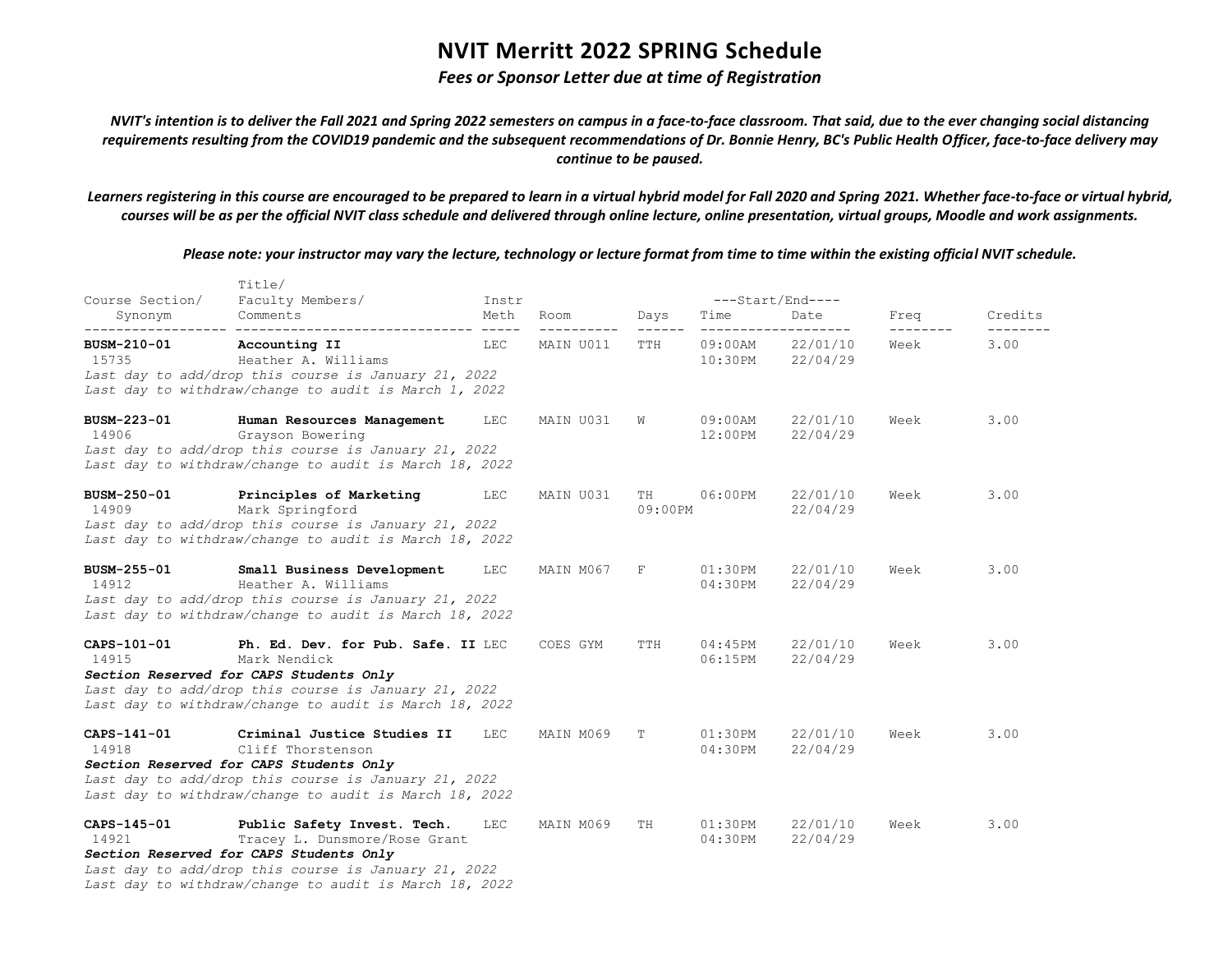# NVIT Merritt 2022 SPRING Schedule

***Fees or Sponsor Letter due at time of Registration***

***NVIT's intention is to deliver the Fall 2021 and Spring 2022 semesters on campus in a face-to-face classroom. That said, due to the ever changing social distancing requirements resulting from the COVID19 pandemic and the subsequent recommendations of Dr. Bonnie Henry, BC's Public Health Officer, face-to-face delivery may continue to be paused.***

***Learners registering in this course are encouraged to be prepared to learn in a virtual hybrid model for Fall 2020 and Spring 2021. Whether face-to-face or virtual hybrid, courses will be as per the official NVIT class schedule and delivered through online lecture, online presentation, virtual groups, Moodle and work assignments.***

***Please note: your instructor may vary the lecture, technology or lecture format from time to time within the existing official NVIT schedule.***

| Course Section/ Synonym | Title/ Faculty Members/ Comments | Instr Meth | Room | Days | Start/End Time | Start/End Date | Freq | Credits |
|---|---|---|---|---|---|---|---|---|
| **BUSM-210-01** 15735 | **Accounting II** Heather A. Williams *Last day to add/drop this course is January 21, 2022* *Last day to withdraw/change to audit is March 1, 2022* | LEC | MAIN U011 | TTH | 09:00AM 10:30PM | 22/01/10 22/04/29 | Week | 3.00 |
| **BUSM-223-01** 14906 | **Human Resources Management** Grayson Bowering *Last day to add/drop this course is January 21, 2022* *Last day to withdraw/change to audit is March 18, 2022* | LEC | MAIN U031 | W | 09:00AM 12:00PM | 22/01/10 22/04/29 | Week | 3.00 |
| **BUSM-250-01** 14909 | **Principles of Marketing** Mark Springford *Last day to add/drop this course is January 21, 2022* *Last day to withdraw/change to audit is March 18, 2022* | LEC | MAIN U031 | TH 09:00PM | 06:00PM | 22/01/10 22/04/29 | Week | 3.00 |
| **BUSM-255-01** 14912 | **Small Business Development** Heather A. Williams *Last day to add/drop this course is January 21, 2022* *Last day to withdraw/change to audit is March 18, 2022* | LEC | MAIN M067 | F | 01:30PM 04:30PM | 22/01/10 22/04/29 | Week | 3.00 |
| **CAPS-101-01** 14915 | **Ph. Ed. Dev. for Pub. Safe. II** Mark Nendick ***Section Reserved for CAPS Students Only*** *Last day to add/drop this course is January 21, 2022* *Last day to withdraw/change to audit is March 18, 2022* | LEC | COES GYM | TTH | 04:45PM 06:15PM | 22/01/10 22/04/29 | Week | 3.00 |
| **CAPS-141-01** 14918 | **Criminal Justice Studies II** Cliff Thorstenson ***Section Reserved for CAPS Students Only*** *Last day to add/drop this course is January 21, 2022* *Last day to withdraw/change to audit is March 18, 2022* | LEC | MAIN M069 | T | 01:30PM 04:30PM | 22/01/10 22/04/29 | Week | 3.00 |
| **CAPS-145-01** 14921 | **Public Safety Invest. Tech.** Tracey L. Dunsmore/Rose Grant ***Section Reserved for CAPS Students Only*** *Last day to add/drop this course is January 21, 2022* *Last day to withdraw/change to audit is March 18, 2022* | LEC | MAIN M069 | TH | 01:30PM 04:30PM | 22/01/10 22/04/29 | Week | 3.00 |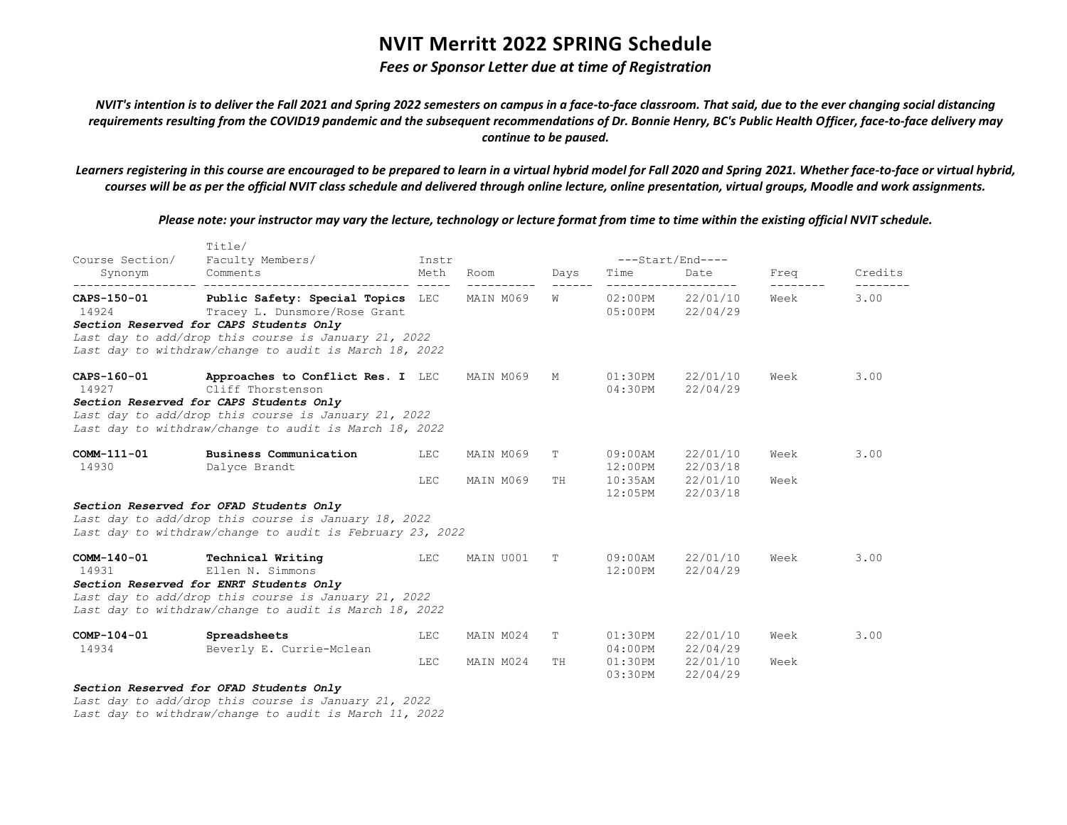# NVIT Merritt 2022 SPRING Schedule

*Fees or Sponsor Letter due at time of Registration*

*NVIT's intention is to deliver the Fall 2021 and Spring 2022 semesters on campus in a face-to-face classroom. That said, due to the ever changing social distancing requirements resulting from the COVID19 pandemic and the subsequent recommendations of Dr. Bonnie Henry, BC's Public Health Officer, face-to-face delivery may continue to be paused.*

*Learners registering in this course are encouraged to be prepared to learn in a virtual hybrid model for Fall 2020 and Spring 2021. Whether face-to-face or virtual hybrid, courses will be as per the official NVIT class schedule and delivered through online lecture, online presentation, virtual groups, Moodle and work assignments.*

*Please note: your instructor may vary the lecture, technology or lecture format from time to time within the existing official NVIT schedule.*

| Course Section/ Synonym | Title/ Faculty Members/ Comments | Instr Meth | Room | Days | Start/End Time | Start/End Date | Freq | Credits |
|---|---|---|---|---|---|---|---|---|
| **CAPS-150-01** 14924 | **Public Safety: Special Topics** Tracey L. Dunsmore/Rose Grant | LEC | MAIN M069 | W | 02:00PM 05:00PM | 22/01/10 22/04/29 | Week | 3.00 |
| ***Section Reserved for CAPS Students Only*** *Last day to add/drop this course is January 21, 2022* *Last day to withdraw/change to audit is March 18, 2022* | | | | | | | | |
| **CAPS-160-01** 14927 | **Approaches to Conflict Res. I** Cliff Thorstenson | LEC | MAIN M069 | M | 01:30PM 04:30PM | 22/01/10 22/04/29 | Week | 3.00 |
| ***Section Reserved for CAPS Students Only*** *Last day to add/drop this course is January 21, 2022* *Last day to withdraw/change to audit is March 18, 2022* | | | | | | | | |
| **COMM-111-01** 14930 | **Business Communication** Dalyce Brandt | LEC | MAIN M069 | T | 09:00AM 12:00PM | 22/01/10 22/03/18 | Week | 3.00 |
| | | LEC | MAIN M069 | TH | 10:35AM 12:05PM | 22/01/10 22/03/18 | Week | |
| ***Section Reserved for OFAD Students Only*** *Last day to add/drop this course is January 18, 2022* *Last day to withdraw/change to audit is February 23, 2022* | | | | | | | | |
| **COMM-140-01** 14931 | **Technical Writing** Ellen N. Simmons | LEC | MAIN U001 | T | 09:00AM 12:00PM | 22/01/10 22/04/29 | Week | 3.00 |
| ***Section Reserved for ENRT Students Only*** *Last day to add/drop this course is January 21, 2022* *Last day to withdraw/change to audit is March 18, 2022* | | | | | | | | |
| **COMP-104-01** 14934 | **Spreadsheets** Beverly E. Currie-Mclean | LEC | MAIN M024 | T | 01:30PM 04:00PM | 22/01/10 22/04/29 | Week | 3.00 |
| | | LEC | MAIN M024 | TH | 01:30PM 03:30PM | 22/01/10 22/04/29 | Week | |
| ***Section Reserved for OFAD Students Only*** *Last day to add/drop this course is January 21, 2022* *Last day to withdraw/change to audit is March 11, 2022* | | | | | | | | |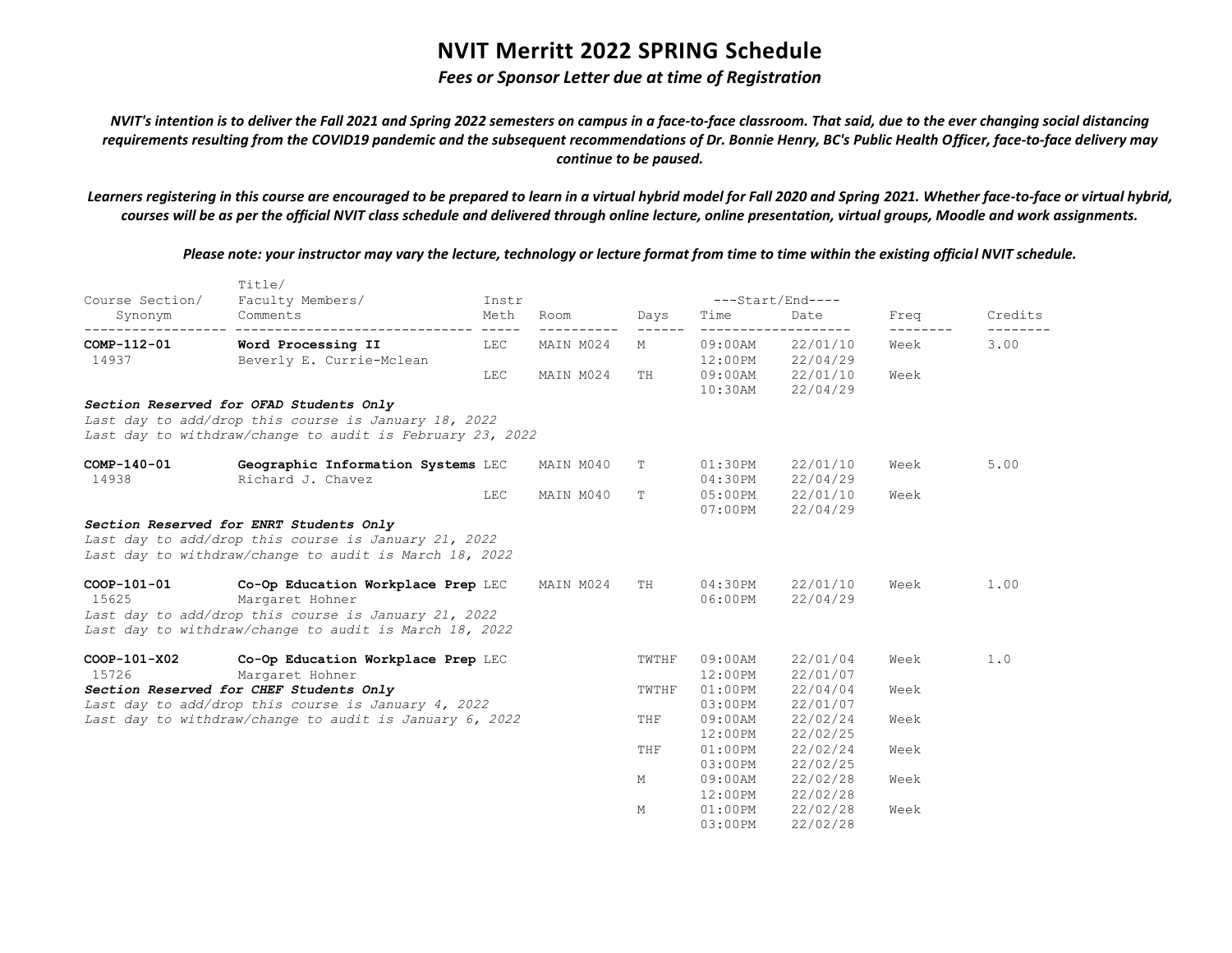# NVIT Merritt 2022 SPRING Schedule

*Fees or Sponsor Letter due at time of Registration*

*NVIT's intention is to deliver the Fall 2021 and Spring 2022 semesters on campus in a face-to-face classroom. That said, due to the ever changing social distancing requirements resulting from the COVID19 pandemic and the subsequent recommendations of Dr. Bonnie Henry, BC's Public Health Officer, face-to-face delivery may continue to be paused.*

*Learners registering in this course are encouraged to be prepared to learn in a virtual hybrid model for Fall 2020 and Spring 2021. Whether face-to-face or virtual hybrid, courses will be as per the official NVIT class schedule and delivered through online lecture, online presentation, virtual groups, Moodle and work assignments.*

*Please note: your instructor may vary the lecture, technology or lecture format from time to time within the existing official NVIT schedule.*

| Course Section/ Synonym | Title/ Faculty Members/ Comments | Instr Meth | Room | Days | Start/End Time | Start/End Date | Freq | Credits |
|---|---|---|---|---|---|---|---|---|
| **COMP-112-01** 14937 | **Word Processing II** Beverly E. Currie-Mclean | LEC | MAIN M024 | M | 09:00AM 12:00PM | 22/01/10 22/04/29 | Week | 3.00 |
| | | LEC | MAIN M024 | TH | 09:00AM 10:30AM | 22/01/10 22/04/29 | Week | |

***Section Reserved for OFAD Students Only***
*Last day to add/drop this course is January 18, 2022*
*Last day to withdraw/change to audit is February 23, 2022*

| Course Section/ Synonym | Title/ Faculty Members/ Comments | Instr Meth | Room | Days | Start/End Time | Start/End Date | Freq | Credits |
|---|---|---|---|---|---|---|---|---|
| **COMP-140-01** 14938 | **Geographic Information Systems** Richard J. Chavez | LEC | MAIN M040 | T | 01:30PM 04:30PM | 22/01/10 22/04/29 | Week | 5.00 |
| | | LEC | MAIN M040 | T | 05:00PM 07:00PM | 22/01/10 22/04/29 | Week | |

***Section Reserved for ENRT Students Only***
*Last day to add/drop this course is January 21, 2022*
*Last day to withdraw/change to audit is March 18, 2022*

| Course Section/ Synonym | Title/ Faculty Members/ Comments | Instr Meth | Room | Days | Start/End Time | Start/End Date | Freq | Credits |
|---|---|---|---|---|---|---|---|---|
| **COOP-101-01** 15625 | **Co-Op Education Workplace Prep** Margaret Hohner | LEC | MAIN M024 | TH | 04:30PM 06:00PM | 22/01/10 22/04/29 | Week | 1.00 |

*Last day to add/drop this course is January 21, 2022*
*Last day to withdraw/change to audit is March 18, 2022*

| Course Section/ Synonym | Title/ Faculty Members/ Comments | Instr Meth | Room | Days | Start/End Time | Start/End Date | Freq | Credits |
|---|---|---|---|---|---|---|---|---|
| **COOP-101-X02** 15726 | **Co-Op Education Workplace Prep** Margaret Hohner | LEC | | TWTHF | 09:00AM 12:00PM | 22/01/04 22/01/07 | Week | 1.0 |
| | | | | TWTHF | 01:00PM 03:00PM | 22/04/04 22/01/07 | Week | |
| | | | | THF | 09:00AM 12:00PM | 22/02/24 22/02/25 | Week | |
| | | | | THF | 01:00PM 03:00PM | 22/02/24 22/02/25 | Week | |
| | | | | M | 09:00AM 12:00PM | 22/02/28 22/02/28 | Week | |
| | | | | M | 01:00PM 03:00PM | 22/02/28 22/02/28 | Week | |

***Section Reserved for CHEF Students Only***
*Last day to add/drop this course is January 4, 2022*
*Last day to withdraw/change to audit is January 6, 2022*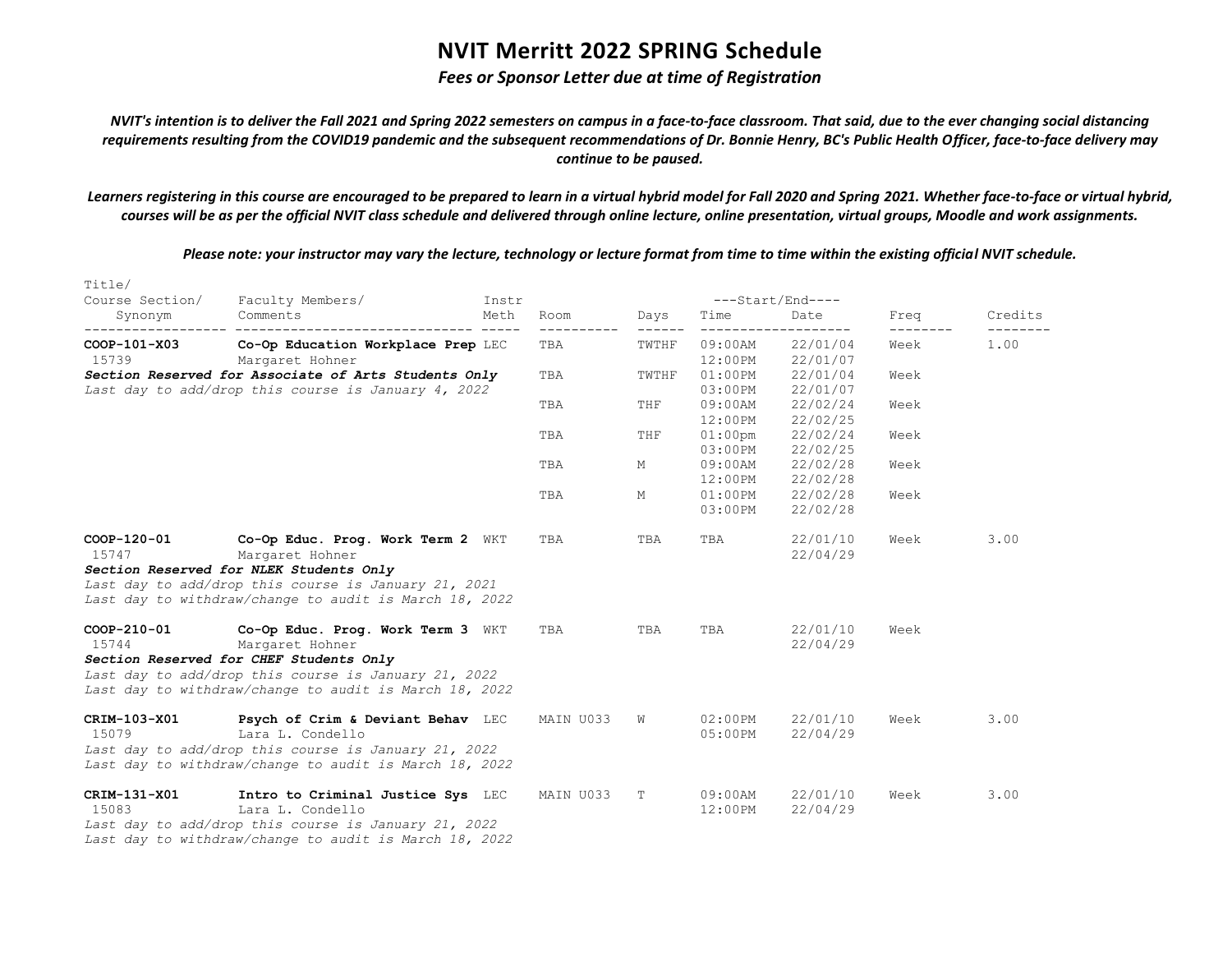# NVIT Merritt 2022 SPRING Schedule

***Fees or Sponsor Letter due at time of Registration***

*NVIT's intention is to deliver the Fall 2021 and Spring 2022 semesters on campus in a face-to-face classroom. That said, due to the ever changing social distancing requirements resulting from the COVID19 pandemic and the subsequent recommendations of Dr. Bonnie Henry, BC's Public Health Officer, face-to-face delivery may continue to be paused.*

*Learners registering in this course are encouraged to be prepared to learn in a virtual hybrid model for Fall 2020 and Spring 2021. Whether face-to-face or virtual hybrid, courses will be as per the official NVIT class schedule and delivered through online lecture, online presentation, virtual groups, Moodle and work assignments.*

*Please note: your instructor may vary the lecture, technology or lecture format from time to time within the existing official NVIT schedule.*

| Title/ Course Section/ Synonym | Faculty Members/ Comments | Instr Meth | Room | Days | Start/End Time | Start/End Date | Freq | Credits |
|---|---|---|---|---|---|---|---|---|
| **COOP-101-X03** 15739 | **Co-Op Education Workplace Prep** Margaret Hohner | LEC | TBA | TWTHF | 09:00AM 12:00PM | 22/01/04 22/01/07 | Week | 1.00 |
| ***Section Reserved for Associate of Arts Students Only*** | | | TBA | TWTHF | 01:00PM 03:00PM | 22/01/04 22/01/07 | Week | |
| *Last day to add/drop this course is January 4, 2022* | | | TBA | THF | 09:00AM 12:00PM | 22/02/24 22/02/25 | Week | |
| | | | TBA | THF | 01:00pm 03:00PM | 22/02/24 22/02/25 | Week | |
| | | | TBA | M | 09:00AM 12:00PM | 22/02/28 22/02/28 | Week | |
| | | | TBA | M | 01:00PM 03:00PM | 22/02/28 22/02/28 | Week | |
| **COOP-120-01** 15747 | **Co-Op Educ. Prog. Work Term 2** Margaret Hohner | WKT | TBA | TBA | TBA | 22/01/10 22/04/29 | Week | 3.00 |
| ***Section Reserved for NLEK Students Only*** *Last day to add/drop this course is January 21, 2021* *Last day to withdraw/change to audit is March 18, 2022* | | | | | | | | |
| **COOP-210-01** 15744 | **Co-Op Educ. Prog. Work Term 3** Margaret Hohner | WKT | TBA | TBA | TBA | 22/01/10 22/04/29 | Week | |
| ***Section Reserved for CHEF Students Only*** *Last day to add/drop this course is January 21, 2022* *Last day to withdraw/change to audit is March 18, 2022* | | | | | | | | |
| **CRIM-103-X01** 15079 | **Psych of Crim & Deviant Behav** Lara L. Condello | LEC | MAIN U033 | W | 02:00PM 05:00PM | 22/01/10 22/04/29 | Week | 3.00 |
| *Last day to add/drop this course is January 21, 2022* *Last day to withdraw/change to audit is March 18, 2022* | | | | | | | | |
| **CRIM-131-X01** 15083 | **Intro to Criminal Justice Sys** Lara L. Condello | LEC | MAIN U033 | T | 09:00AM 12:00PM | 22/01/10 22/04/29 | Week | 3.00 |
| *Last day to add/drop this course is January 21, 2022* *Last day to withdraw/change to audit is March 18, 2022* | | | | | | | | |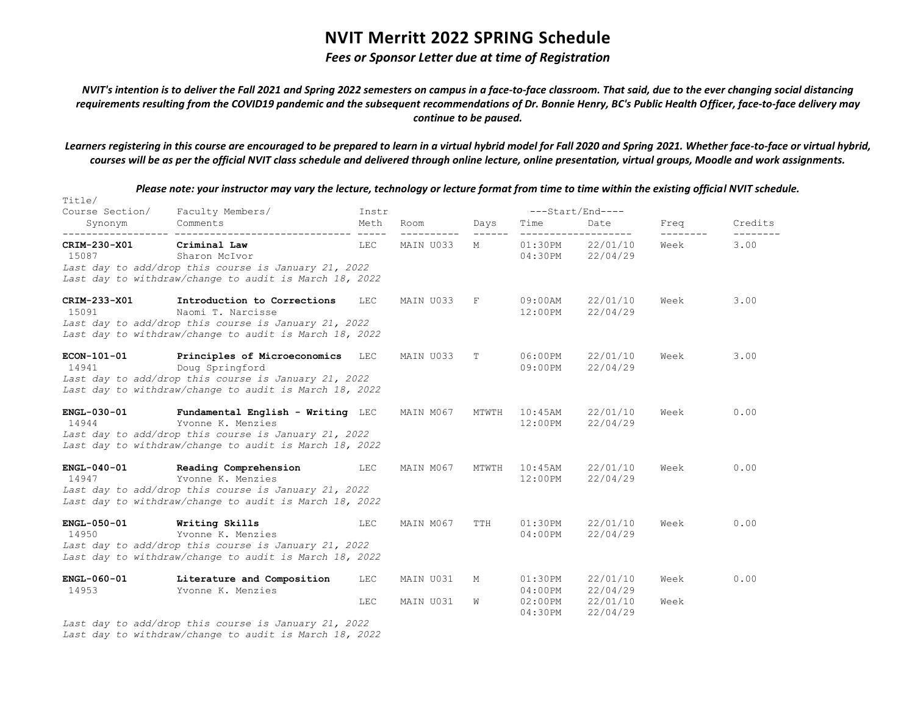# NVIT Merritt 2022 SPRING Schedule

*Fees or Sponsor Letter due at time of Registration*

*NVIT's intention is to deliver the Fall 2021 and Spring 2022 semesters on campus in a face-to-face classroom. That said, due to the ever changing social distancing requirements resulting from the COVID19 pandemic and the subsequent recommendations of Dr. Bonnie Henry, BC's Public Health Officer, face-to-face delivery may continue to be paused.*

*Learners registering in this course are encouraged to be prepared to learn in a virtual hybrid model for Fall 2020 and Spring 2021. Whether face-to-face or virtual hybrid, courses will be as per the official NVIT class schedule and delivered through online lecture, online presentation, virtual groups, Moodle and work assignments.*

*Please note: your instructor may vary the lecture, technology or lecture format from time to time within the existing official NVIT schedule.*

| Course Section/ Synonym | Title/ Faculty Members/ Comments | Instr Meth | Room | Days | Start/End Time | Start/End Date | Freq | Credits |
|---|---|---|---|---|---|---|---|---|
| **CRIM-230-X01** 15087 | **Criminal Law** Sharon McIvor | LEC | MAIN U033 | M | 01:30PM 04:30PM | 22/01/10 22/04/29 | Week | 3.00 |
| | *Last day to add/drop this course is January 21, 2022* *Last day to withdraw/change to audit is March 18, 2022* | | | | | | | |
| **CRIM-233-X01** 15091 | **Introduction to Corrections** Naomi T. Narcisse | LEC | MAIN U033 | F | 09:00AM 12:00PM | 22/01/10 22/04/29 | Week | 3.00 |
| | *Last day to add/drop this course is January 21, 2022* *Last day to withdraw/change to audit is March 18, 2022* | | | | | | | |
| **ECON-101-01** 14941 | **Principles of Microeconomics** Doug Springford | LEC | MAIN U033 | T | 06:00PM 09:00PM | 22/01/10 22/04/29 | Week | 3.00 |
| | *Last day to add/drop this course is January 21, 2022* *Last day to withdraw/change to audit is March 18, 2022* | | | | | | | |
| **ENGL-030-01** 14944 | **Fundamental English - Writing** Yvonne K. Menzies | LEC | MAIN M067 | MTWTH | 10:45AM 12:00PM | 22/01/10 22/04/29 | Week | 0.00 |
| | *Last day to add/drop this course is January 21, 2022* *Last day to withdraw/change to audit is March 18, 2022* | | | | | | | |
| **ENGL-040-01** 14947 | **Reading Comprehension** Yvonne K. Menzies | LEC | MAIN M067 | MTWTH | 10:45AM 12:00PM | 22/01/10 22/04/29 | Week | 0.00 |
| | *Last day to add/drop this course is January 21, 2022* *Last day to withdraw/change to audit is March 18, 2022* | | | | | | | |
| **ENGL-050-01** 14950 | **Writing Skills** Yvonne K. Menzies | LEC | MAIN M067 | TTH | 01:30PM 04:00PM | 22/01/10 22/04/29 | Week | 0.00 |
| | *Last day to add/drop this course is January 21, 2022* *Last day to withdraw/change to audit is March 18, 2022* | | | | | | | |
| **ENGL-060-01** 14953 | **Literature and Composition** Yvonne K. Menzies | LEC | MAIN U031 | M | 01:30PM 04:00PM | 22/01/10 22/04/29 | Week | 0.00 |
| | | LEC | MAIN U031 | W | 02:00PM 04:30PM | 22/01/10 22/04/29 | Week | |
| | *Last day to add/drop this course is January 21, 2022* *Last day to withdraw/change to audit is March 18, 2022* | | | | | | | |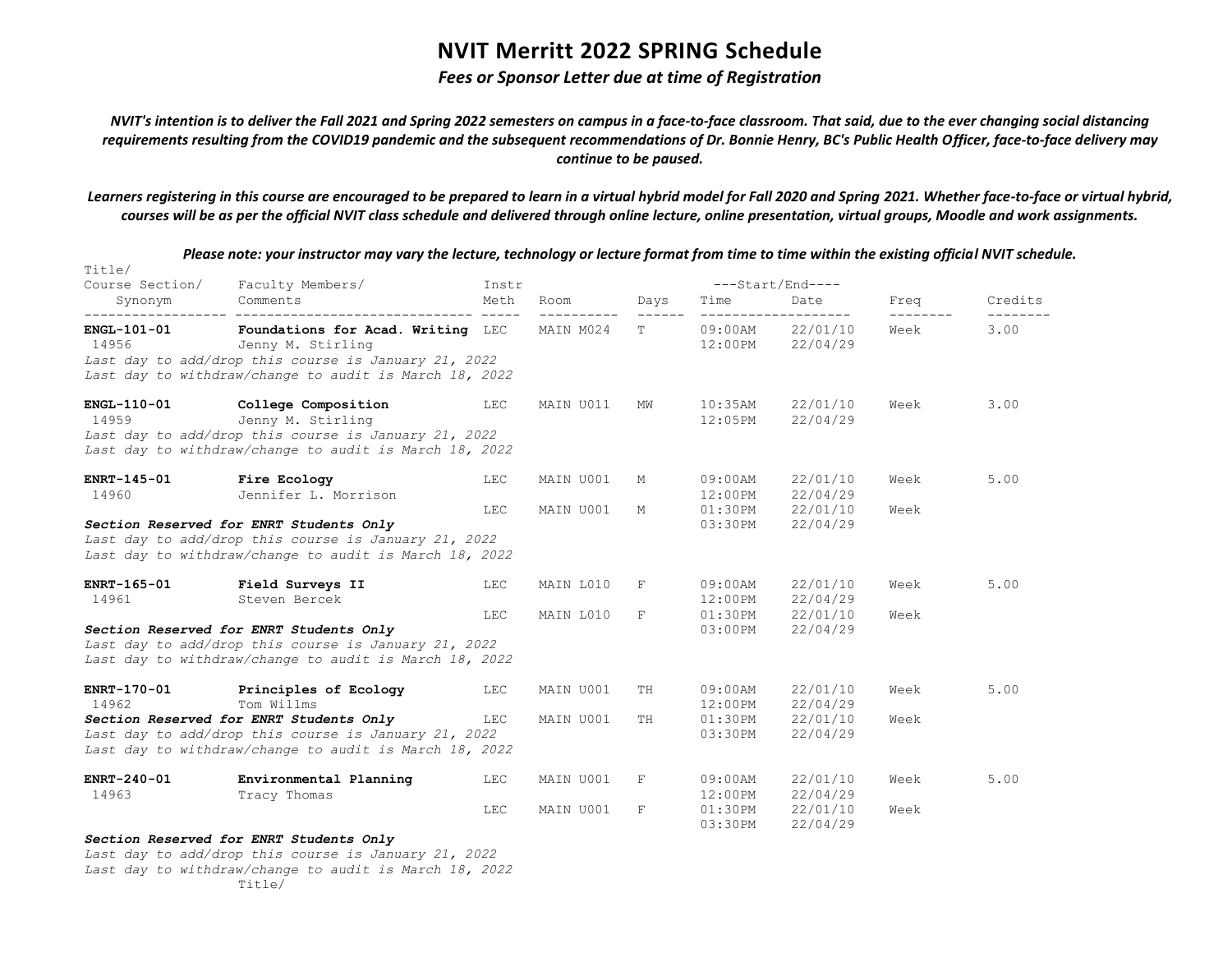# NVIT Merritt 2022 SPRING Schedule

***Fees or Sponsor Letter due at time of Registration***

***NVIT's intention is to deliver the Fall 2021 and Spring 2022 semesters on campus in a face-to-face classroom. That said, due to the ever changing social distancing requirements resulting from the COVID19 pandemic and the subsequent recommendations of Dr. Bonnie Henry, BC's Public Health Officer, face-to-face delivery may continue to be paused.***

***Learners registering in this course are encouraged to be prepared to learn in a virtual hybrid model for Fall 2020 and Spring 2021. Whether face-to-face or virtual hybrid, courses will be as per the official NVIT class schedule and delivered through online lecture, online presentation, virtual groups, Moodle and work assignments.***

***Please note: your instructor may vary the lecture, technology or lecture format from time to time within the existing official NVIT schedule.***

| Course Section/ Synonym | Title/ Faculty Members/ Comments | Instr Meth | Room | Days | Start/End Time | Start/End Date | Freq | Credits |
|---|---|---|---|---|---|---|---|---|
| **ENGL-101-01** | **Foundations for Acad. Writing** | LEC | MAIN M024 | T | 09:00AM | 22/01/10 | Week | 3.00 |
| 14956 | Jenny M. Stirling | | | | 12:00PM | 22/04/29 | | |
| | *Last day to add/drop this course is January 21, 2022* | | | | | | | |
| | *Last day to withdraw/change to audit is March 18, 2022* | | | | | | | |
| **ENGL-110-01** | **College Composition** | LEC | MAIN U011 | MW | 10:35AM | 22/01/10 | Week | 3.00 |
| 14959 | Jenny M. Stirling | | | | 12:05PM | 22/04/29 | | |
| | *Last day to add/drop this course is January 21, 2022* | | | | | | | |
| | *Last day to withdraw/change to audit is March 18, 2022* | | | | | | | |
| **ENRT-145-01** | **Fire Ecology** | LEC | MAIN U001 | M | 09:00AM | 22/01/10 | Week | 5.00 |
| 14960 | Jennifer L. Morrison | | | | 12:00PM | 22/04/29 | | |
| | | LEC | MAIN U001 | M | 01:30PM | 22/01/10 | Week | |
| | ***Section Reserved for ENRT Students Only*** | | | | 03:30PM | 22/04/29 | | |
| | *Last day to add/drop this course is January 21, 2022* | | | | | | | |
| | *Last day to withdraw/change to audit is March 18, 2022* | | | | | | | |
| **ENRT-165-01** | **Field Surveys II** | LEC | MAIN L010 | F | 09:00AM | 22/01/10 | Week | 5.00 |
| 14961 | Steven Bercek | | | | 12:00PM | 22/04/29 | | |
| | | LEC | MAIN L010 | F | 01:30PM | 22/01/10 | Week | |
| | ***Section Reserved for ENRT Students Only*** | | | | 03:00PM | 22/04/29 | | |
| | *Last day to add/drop this course is January 21, 2022* | | | | | | | |
| | *Last day to withdraw/change to audit is March 18, 2022* | | | | | | | |
| **ENRT-170-01** | **Principles of Ecology** | LEC | MAIN U001 | TH | 09:00AM | 22/01/10 | Week | 5.00 |
| 14962 | Tom Willms | | | | 12:00PM | 22/04/29 | | |
| | ***Section Reserved for ENRT Students Only*** | LEC | MAIN U001 | TH | 01:30PM | 22/01/10 | Week | |
| | *Last day to add/drop this course is January 21, 2022* | | | | 03:30PM | 22/04/29 | | |
| | *Last day to withdraw/change to audit is March 18, 2022* | | | | | | | |
| **ENRT-240-01** | **Environmental Planning** | LEC | MAIN U001 | F | 09:00AM | 22/01/10 | Week | 5.00 |
| 14963 | Tracy Thomas | | | | 12:00PM | 22/04/29 | | |
| | | LEC | MAIN U001 | F | 01:30PM | 22/01/10 | Week | |
| | | | | | 03:30PM | 22/04/29 | | |
| | ***Section Reserved for ENRT Students Only*** | | | | | | | |
| | *Last day to add/drop this course is January 21, 2022* | | | | | | | |
| | *Last day to withdraw/change to audit is March 18, 2022* | | | | | | | |

Title/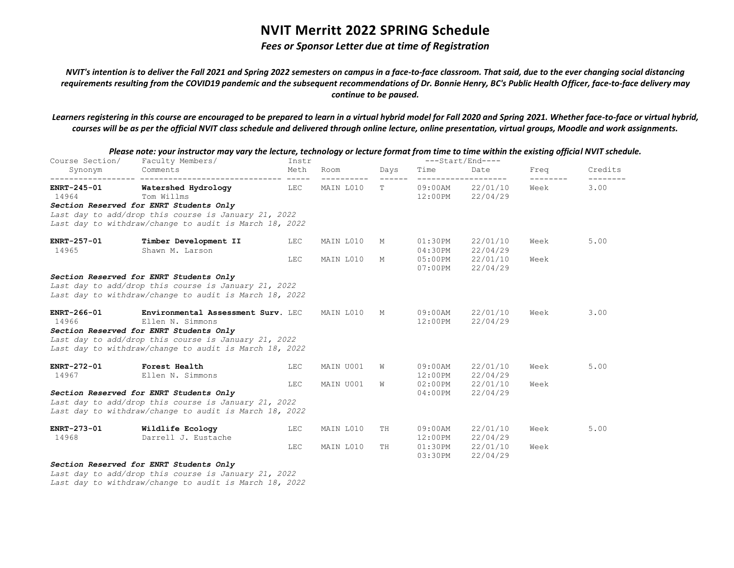# NVIT Merritt 2022 SPRING Schedule

***Fees or Sponsor Letter due at time of Registration***

*NVIT's intention is to deliver the Fall 2021 and Spring 2022 semesters on campus in a face-to-face classroom. That said, due to the ever changing social distancing requirements resulting from the COVID19 pandemic and the subsequent recommendations of Dr. Bonnie Henry, BC's Public Health Officer, face-to-face delivery may continue to be paused.*

*Learners registering in this course are encouraged to be prepared to learn in a virtual hybrid model for Fall 2020 and Spring 2021. Whether face-to-face or virtual hybrid, courses will be as per the official NVIT class schedule and delivered through online lecture, online presentation, virtual groups, Moodle and work assignments.*

*Please note: your instructor may vary the lecture, technology or lecture format from time to time within the existing official NVIT schedule.*

| Course Section/ Synonym | Faculty Members/ Comments | Instr Meth | Room | Days | Start/End Time | Start/End Date | Freq | Credits |
|---|---|---|---|---|---|---|---|---|
| **ENRT-245-01** 14964 | **Watershed Hydrology** Tom Willms | LEC | MAIN L010 | T | 09:00AM 12:00PM | 22/01/10 22/04/29 | Week | 3.00 |
| | ***Section Reserved for ENRT Students Only*** *Last day to add/drop this course is January 21, 2022* *Last day to withdraw/change to audit is March 18, 2022* | | | | | | | |
| **ENRT-257-01** 14965 | **Timber Development II** Shawn M. Larson | LEC | MAIN L010 | M | 01:30PM 04:30PM | 22/01/10 22/04/29 | Week | 5.00 |
| | | LEC | MAIN L010 | M | 05:00PM 07:00PM | 22/01/10 22/04/29 | Week | |
| | ***Section Reserved for ENRT Students Only*** *Last day to add/drop this course is January 21, 2022* *Last day to withdraw/change to audit is March 18, 2022* | | | | | | | |
| **ENRT-266-01** 14966 | **Environmental Assessment Surv.** Ellen N. Simmons | LEC | MAIN L010 | M | 09:00AM 12:00PM | 22/01/10 22/04/29 | Week | 3.00 |
| | ***Section Reserved for ENRT Students Only*** *Last day to add/drop this course is January 21, 2022* *Last day to withdraw/change to audit is March 18, 2022* | | | | | | | |
| **ENRT-272-01** 14967 | **Forest Health** Ellen N. Simmons | LEC | MAIN U001 | W | 09:00AM 12:00PM | 22/01/10 22/04/29 | Week | 5.00 |
| | | LEC | MAIN U001 | W | 02:00PM 04:00PM | 22/01/10 22/04/29 | Week | |
| | ***Section Reserved for ENRT Students Only*** *Last day to add/drop this course is January 21, 2022* *Last day to withdraw/change to audit is March 18, 2022* | | | | | | | |
| **ENRT-273-01** 14968 | **Wildlife Ecology** Darrell J. Eustache | LEC | MAIN L010 | TH | 09:00AM 12:00PM | 22/01/10 22/04/29 | Week | 5.00 |
| | | LEC | MAIN L010 | TH | 01:30PM 03:30PM | 22/01/10 22/04/29 | Week | |
| | ***Section Reserved for ENRT Students Only*** *Last day to add/drop this course is January 21, 2022* *Last day to withdraw/change to audit is March 18, 2022* | | | | | | | |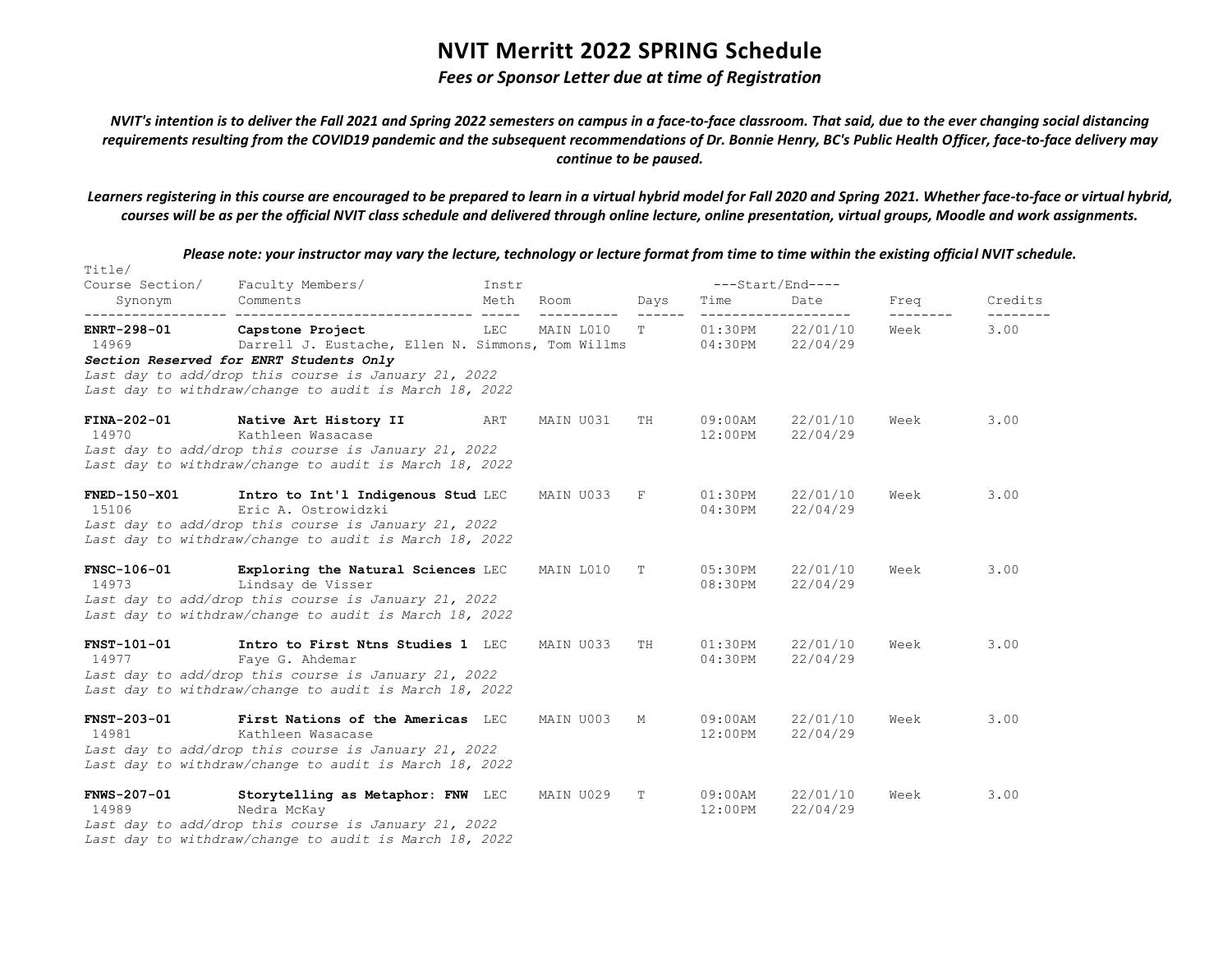# NVIT Merritt 2022 SPRING Schedule

***Fees or Sponsor Letter due at time of Registration***

***NVIT's intention is to deliver the Fall 2021 and Spring 2022 semesters on campus in a face-to-face classroom. That said, due to the ever changing social distancing requirements resulting from the COVID19 pandemic and the subsequent recommendations of Dr. Bonnie Henry, BC's Public Health Officer, face-to-face delivery may continue to be paused.***

***Learners registering in this course are encouraged to be prepared to learn in a virtual hybrid model for Fall 2020 and Spring 2021. Whether face-to-face or virtual hybrid, courses will be as per the official NVIT class schedule and delivered through online lecture, online presentation, virtual groups, Moodle and work assignments.***

***Please note: your instructor may vary the lecture, technology or lecture format from time to time within the existing official NVIT schedule.***

| Course Section/ Synonym | Title/ Faculty Members/ Comments | Instr Meth | Room | Days | Start/End Time | Start/End Date | Freq | Credits |
|---|---|---|---|---|---|---|---|---|
| **ENRT-298-01** 14969 | **Capstone Project** Darrell J. Eustache, Ellen N. Simmons, Tom Willms | LEC | MAIN L010 | T | 01:30PM 04:30PM | 22/01/10 22/04/29 | Week | 3.00 |
| | ***Section Reserved for ENRT Students Only*** *Last day to add/drop this course is January 21, 2022* *Last day to withdraw/change to audit is March 18, 2022* | | | | | | | |
| **FINA-202-01** 14970 | **Native Art History II** Kathleen Wasacase | ART | MAIN U031 | TH | 09:00AM 12:00PM | 22/01/10 22/04/29 | Week | 3.00 |
| | *Last day to add/drop this course is January 21, 2022* *Last day to withdraw/change to audit is March 18, 2022* | | | | | | | |
| **FNED-150-X01** 15106 | **Intro to Int'l Indigenous Stud** Eric A. Ostrowidzki | LEC | MAIN U033 | F | 01:30PM 04:30PM | 22/01/10 22/04/29 | Week | 3.00 |
| | *Last day to add/drop this course is January 21, 2022* *Last day to withdraw/change to audit is March 18, 2022* | | | | | | | |
| **FNSC-106-01** 14973 | **Exploring the Natural Sciences** Lindsay de Visser | LEC | MAIN L010 | T | 05:30PM 08:30PM | 22/01/10 22/04/29 | Week | 3.00 |
| | *Last day to add/drop this course is January 21, 2022* *Last day to withdraw/change to audit is March 18, 2022* | | | | | | | |
| **FNST-101-01** 14977 | **Intro to First Ntns Studies 1** Faye G. Ahdemar | LEC | MAIN U033 | TH | 01:30PM 04:30PM | 22/01/10 22/04/29 | Week | 3.00 |
| | *Last day to add/drop this course is January 21, 2022* *Last day to withdraw/change to audit is March 18, 2022* | | | | | | | |
| **FNST-203-01** 14981 | **First Nations of the Americas** Kathleen Wasacase | LEC | MAIN U003 | M | 09:00AM 12:00PM | 22/01/10 22/04/29 | Week | 3.00 |
| | *Last day to add/drop this course is January 21, 2022* *Last day to withdraw/change to audit is March 18, 2022* | | | | | | | |
| **FNWS-207-01** 14989 | **Storytelling as Metaphor: FNW** Nedra McKay | LEC | MAIN U029 | T | 09:00AM 12:00PM | 22/01/10 22/04/29 | Week | 3.00 |
| | *Last day to add/drop this course is January 21, 2022* *Last day to withdraw/change to audit is March 18, 2022* | | | | | | | |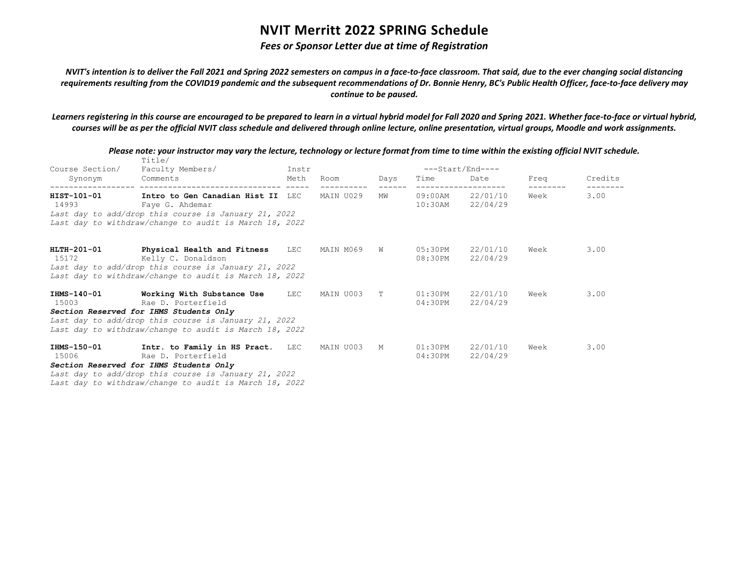# NVIT Merritt 2022 SPRING Schedule

***Fees or Sponsor Letter due at time of Registration***

***NVIT's intention is to deliver the Fall 2021 and Spring 2022 semesters on campus in a face-to-face classroom. That said, due to the ever changing social distancing requirements resulting from the COVID19 pandemic and the subsequent recommendations of Dr. Bonnie Henry, BC's Public Health Officer, face-to-face delivery may continue to be paused.***

***Learners registering in this course are encouraged to be prepared to learn in a virtual hybrid model for Fall 2020 and Spring 2021. Whether face-to-face or virtual hybrid, courses will be as per the official NVIT class schedule and delivered through online lecture, online presentation, virtual groups, Moodle and work assignments.***

***Please note: your instructor may vary the lecture, technology or lecture format from time to time within the existing official NVIT schedule.***

| Course Section/ Synonym | Title/ Faculty Members/ Comments | Instr Meth | Room | Days | Start/End Time | Start/End Date | Freq | Credits |
|---|---|---|---|---|---|---|---|---|
| **HIST-101-01** | **Intro to Gen Canadian Hist II** | LEC | MAIN U029 | MW | 09:00AM | 22/01/10 | Week | 3.00 |
| 14993 | Faye G. Ahdemar | | | | 10:30AM | 22/04/29 | | |
| *Last day to add/drop this course is January 21, 2022* | | | | | | | | |
| *Last day to withdraw/change to audit is March 18, 2022* | | | | | | | | |
| **HLTH-201-01** | **Physical Health and Fitness** | LEC | MAIN M069 | W | 05:30PM | 22/01/10 | Week | 3.00 |
| 15172 | Kelly C. Donaldson | | | | 08:30PM | 22/04/29 | | |
| *Last day to add/drop this course is January 21, 2022* | | | | | | | | |
| *Last day to withdraw/change to audit is March 18, 2022* | | | | | | | | |
| **IHMS-140-01** | **Working With Substance Use** | LEC | MAIN U003 | T | 01:30PM | 22/01/10 | Week | 3.00 |
| 15003 | Rae D. Porterfield | | | | 04:30PM | 22/04/29 | | |
| ***Section Reserved for IHMS Students Only*** | | | | | | | | |
| *Last day to add/drop this course is January 21, 2022* | | | | | | | | |
| *Last day to withdraw/change to audit is March 18, 2022* | | | | | | | | |
| **IHMS-150-01** | **Intr. to Family in HS Pract.** | LEC | MAIN U003 | M | 01:30PM | 22/01/10 | Week | 3.00 |
| 15006 | Rae D. Porterfield | | | | 04:30PM | 22/04/29 | | |
| ***Section Reserved for IHMS Students Only*** | | | | | | | | |
| *Last day to add/drop this course is January 21, 2022* | | | | | | | | |
| *Last day to withdraw/change to audit is March 18, 2022* | | | | | | | | |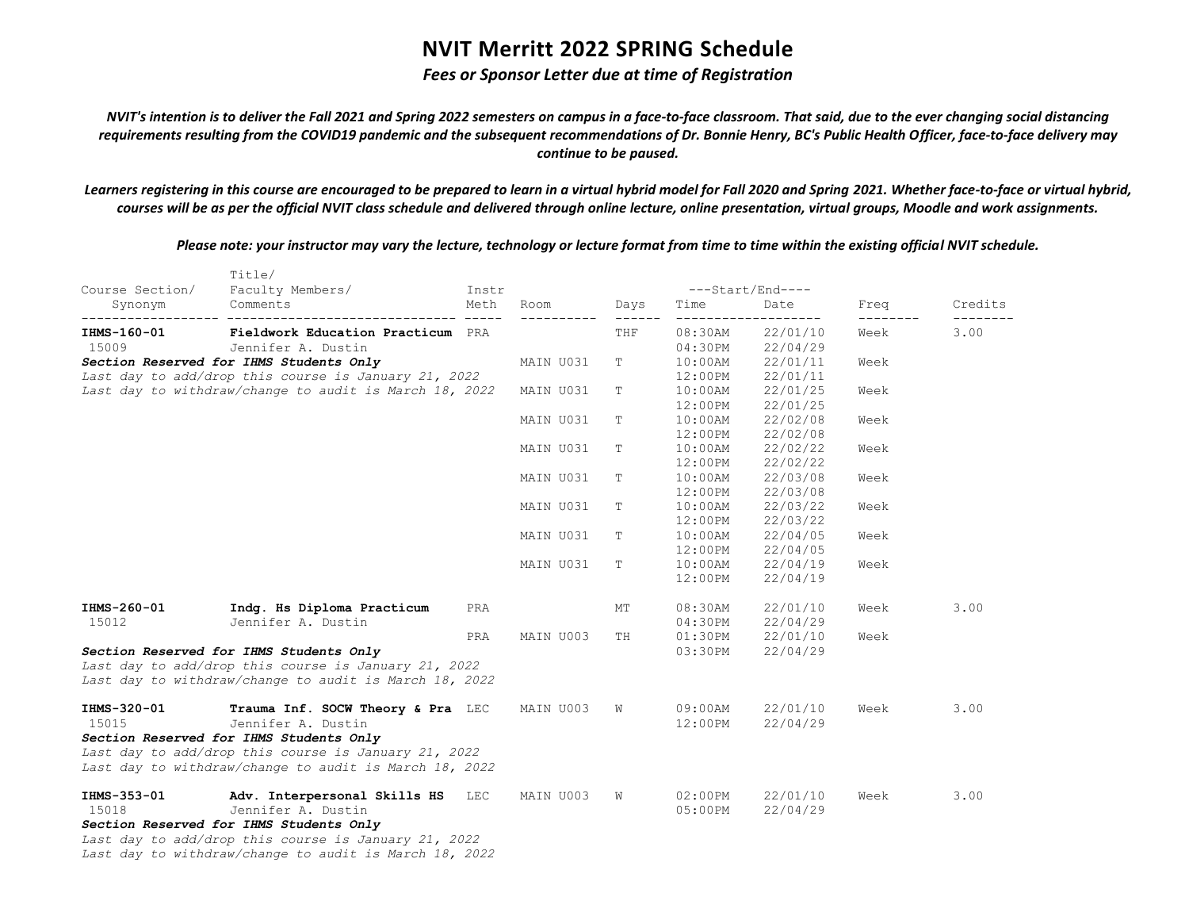# NVIT Merritt 2022 SPRING Schedule

*Fees or Sponsor Letter due at time of Registration*

*NVIT's intention is to deliver the Fall 2021 and Spring 2022 semesters on campus in a face-to-face classroom. That said, due to the ever changing social distancing requirements resulting from the COVID19 pandemic and the subsequent recommendations of Dr. Bonnie Henry, BC's Public Health Officer, face-to-face delivery may continue to be paused.*

*Learners registering in this course are encouraged to be prepared to learn in a virtual hybrid model for Fall 2020 and Spring 2021. Whether face-to-face or virtual hybrid, courses will be as per the official NVIT class schedule and delivered through online lecture, online presentation, virtual groups, Moodle and work assignments.*

*Please note: your instructor may vary the lecture, technology or lecture format from time to time within the existing official NVIT schedule.*

| Course Section/ Synonym | Title/ Faculty Members/ Comments | Instr Meth | Room | Days | Start/End Time | Start/End Date | Freq | Credits |
|---|---|---|---|---|---|---|---|---|
| **IHMS-160-01** 15009 | **Fieldwork Education Practicum** Jennifer A. Dustin | PRA | | THF | 08:30AM 04:30PM | 22/01/10 22/04/29 | Week | 3.00 |
| ***Section Reserved for IHMS Students Only*** | | | MAIN U031 | T | 10:00AM 12:00PM | 22/01/11 22/01/11 | Week | |
| *Last day to add/drop this course is January 21, 2022* | | | | | | | | |
| *Last day to withdraw/change to audit is March 18, 2022* | | | MAIN U031 | T | 10:00AM 12:00PM | 22/01/25 22/01/25 | Week | |
| | | | MAIN U031 | T | 10:00AM 12:00PM | 22/02/08 22/02/08 | Week | |
| | | | MAIN U031 | T | 10:00AM 12:00PM | 22/02/22 22/02/22 | Week | |
| | | | MAIN U031 | T | 10:00AM 12:00PM | 22/03/08 22/03/08 | Week | |
| | | | MAIN U031 | T | 10:00AM 12:00PM | 22/03/22 22/03/22 | Week | |
| | | | MAIN U031 | T | 10:00AM 12:00PM | 22/04/05 22/04/05 | Week | |
| | | | MAIN U031 | T | 10:00AM 12:00PM | 22/04/19 22/04/19 | Week | |
| **IHMS-260-01** 15012 | **Indg. Hs Diploma Practicum** Jennifer A. Dustin | PRA | | MT | 08:30AM 04:30PM | 22/01/10 22/04/29 | Week | 3.00 |
| | | PRA | MAIN U003 | TH | 01:30PM 03:30PM | 22/01/10 22/04/29 | Week | |
| ***Section Reserved for IHMS Students Only*** | | | | | | | | |
| *Last day to add/drop this course is January 21, 2022* | | | | | | | | |
| *Last day to withdraw/change to audit is March 18, 2022* | | | | | | | | |
| **IHMS-320-01** 15015 | **Trauma Inf. SOCW Theory & Pra** Jennifer A. Dustin | LEC | MAIN U003 | W | 09:00AM 12:00PM | 22/01/10 22/04/29 | Week | 3.00 |
| ***Section Reserved for IHMS Students Only*** | | | | | | | | |
| *Last day to add/drop this course is January 21, 2022* | | | | | | | | |
| *Last day to withdraw/change to audit is March 18, 2022* | | | | | | | | |
| **IHMS-353-01** 15018 | **Adv. Interpersonal Skills HS** Jennifer A. Dustin | LEC | MAIN U003 | W | 02:00PM 05:00PM | 22/01/10 22/04/29 | Week | 3.00 |
| ***Section Reserved for IHMS Students Only*** | | | | | | | | |
| *Last day to add/drop this course is January 21, 2022* | | | | | | | | |
| *Last day to withdraw/change to audit is March 18, 2022* | | | | | | | | |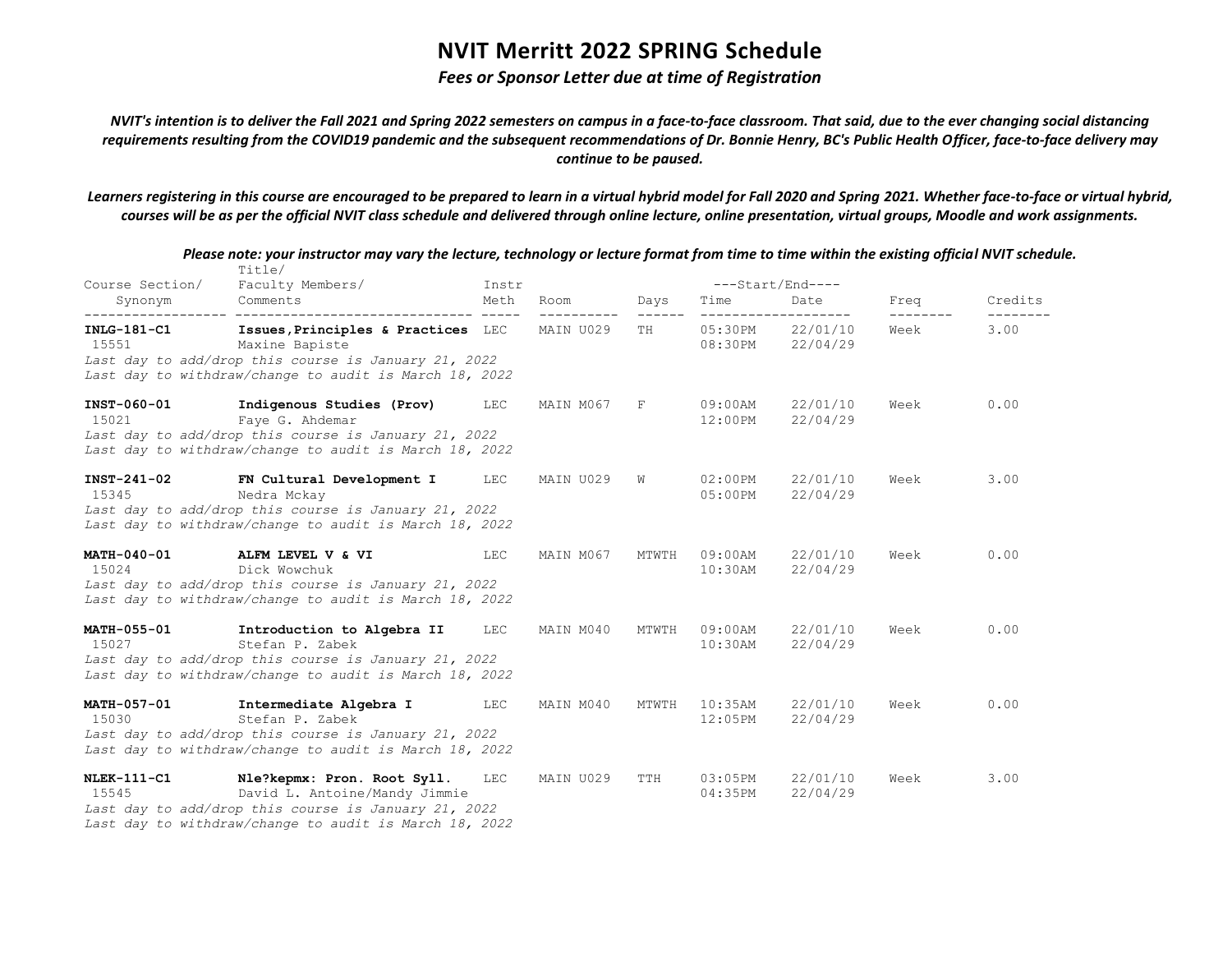# NVIT Merritt 2022 SPRING Schedule

***Fees or Sponsor Letter due at time of Registration***

***NVIT's intention is to deliver the Fall 2021 and Spring 2022 semesters on campus in a face-to-face classroom. That said, due to the ever changing social distancing requirements resulting from the COVID19 pandemic and the subsequent recommendations of Dr. Bonnie Henry, BC's Public Health Officer, face-to-face delivery may continue to be paused.***

***Learners registering in this course are encouraged to be prepared to learn in a virtual hybrid model for Fall 2020 and Spring 2021. Whether face-to-face or virtual hybrid, courses will be as per the official NVIT class schedule and delivered through online lecture, online presentation, virtual groups, Moodle and work assignments.***

***Please note: your instructor may vary the lecture, technology or lecture format from time to time within the existing official NVIT schedule.***

| Course Section/ Synonym | Title/ Faculty Members/ Comments | Instr Meth | Room | Days | Start/End Time | Start/End Date | Freq | Credits |
|---|---|---|---|---|---|---|---|---|
| **INLG-181-C1** 15551 | **Issues,Principles & Practices** Maxine Bapiste | LEC | MAIN U029 | TH | 05:30PM 08:30PM | 22/01/10 22/04/29 | Week | 3.00 |
| *Last day to add/drop this course is January 21, 2022* *Last day to withdraw/change to audit is March 18, 2022* | | | | | | | | |
| **INST-060-01** 15021 | **Indigenous Studies (Prov)** Faye G. Ahdemar | LEC | MAIN M067 | F | 09:00AM 12:00PM | 22/01/10 22/04/29 | Week | 0.00 |
| *Last day to add/drop this course is January 21, 2022* *Last day to withdraw/change to audit is March 18, 2022* | | | | | | | | |
| **INST-241-02** 15345 | **FN Cultural Development I** Nedra Mckay | LEC | MAIN U029 | W | 02:00PM 05:00PM | 22/01/10 22/04/29 | Week | 3.00 |
| *Last day to add/drop this course is January 21, 2022* *Last day to withdraw/change to audit is March 18, 2022* | | | | | | | | |
| **MATH-040-01** 15024 | **ALFM LEVEL V & VI** Dick Wowchuk | LEC | MAIN M067 | MTWTH | 09:00AM 10:30AM | 22/01/10 22/04/29 | Week | 0.00 |
| *Last day to add/drop this course is January 21, 2022* *Last day to withdraw/change to audit is March 18, 2022* | | | | | | | | |
| **MATH-055-01** 15027 | **Introduction to Algebra II** Stefan P. Zabek | LEC | MAIN M040 | MTWTH | 09:00AM 10:30AM | 22/01/10 22/04/29 | Week | 0.00 |
| *Last day to add/drop this course is January 21, 2022* *Last day to withdraw/change to audit is March 18, 2022* | | | | | | | | |
| **MATH-057-01** 15030 | **Intermediate Algebra I** Stefan P. Zabek | LEC | MAIN M040 | MTWTH | 10:35AM 12:05PM | 22/01/10 22/04/29 | Week | 0.00 |
| *Last day to add/drop this course is January 21, 2022* *Last day to withdraw/change to audit is March 18, 2022* | | | | | | | | |
| **NLEK-111-C1** 15545 | **Nle?kepmx: Pron. Root Syll.** David L. Antoine/Mandy Jimmie | LEC | MAIN U029 | TTH | 03:05PM 04:35PM | 22/01/10 22/04/29 | Week | 3.00 |
| *Last day to add/drop this course is January 21, 2022* *Last day to withdraw/change to audit is March 18, 2022* | | | | | | | | |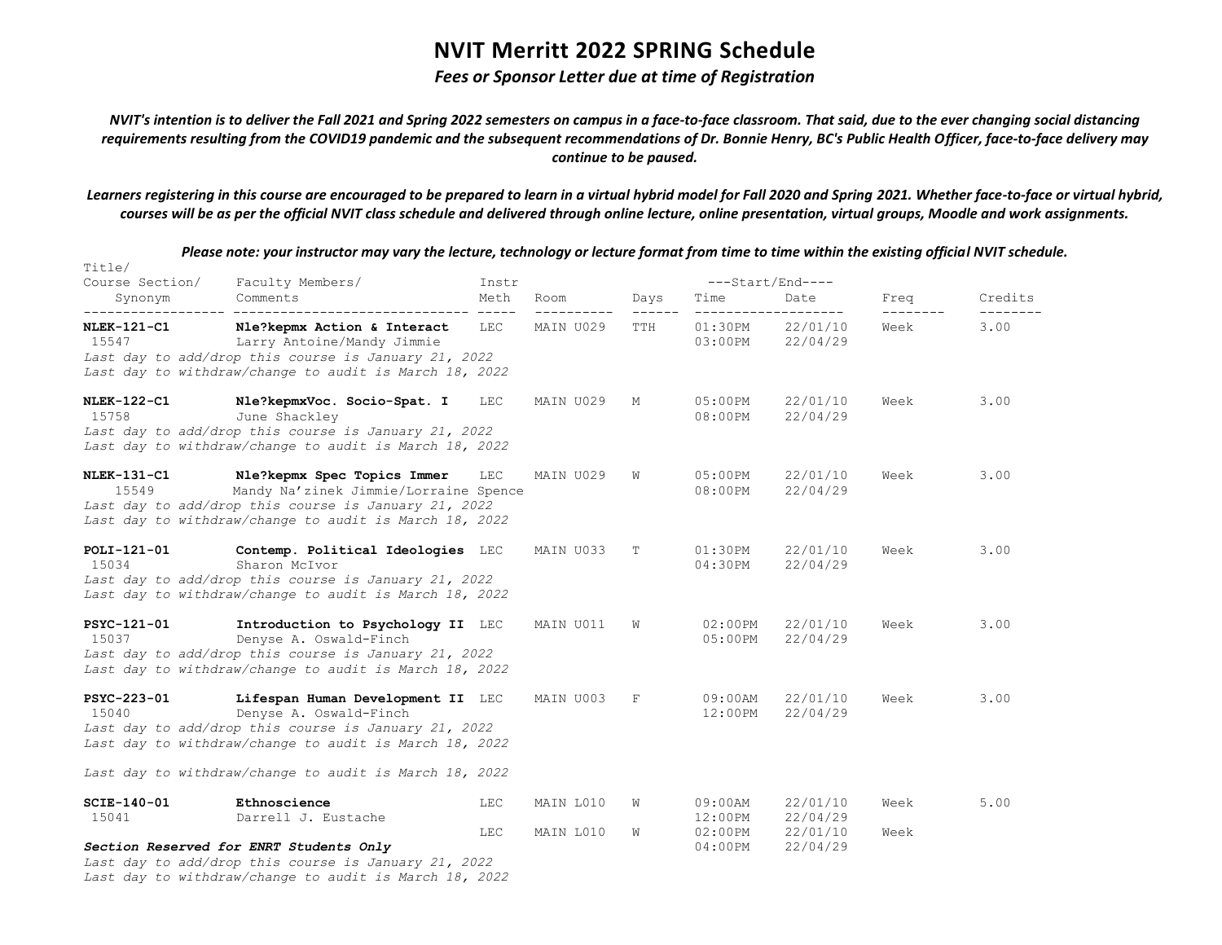# NVIT Merritt 2022 SPRING Schedule

*Fees or Sponsor Letter due at time of Registration*

*NVIT's intention is to deliver the Fall 2021 and Spring 2022 semesters on campus in a face-to-face classroom. That said, due to the ever changing social distancing requirements resulting from the COVID19 pandemic and the subsequent recommendations of Dr. Bonnie Henry, BC's Public Health Officer, face-to-face delivery may continue to be paused.*

*Learners registering in this course are encouraged to be prepared to learn in a virtual hybrid model for Fall 2020 and Spring 2021. Whether face-to-face or virtual hybrid, courses will be as per the official NVIT class schedule and delivered through online lecture, online presentation, virtual groups, Moodle and work assignments.*

*Please note: your instructor may vary the lecture, technology or lecture format from time to time within the existing official NVIT schedule.*

| Title/ Course Section/ Synonym | Faculty Members/ Comments | Instr Meth | Room | Days | Start/End Time | Start/End Date | Freq | Credits |
|---|---|---|---|---|---|---|---|---|
| **NLEK-121-C1** 15547 | **Nle?kepmx Action & Interact** Larry Antoine/Mandy Jimmie | LEC | MAIN U029 | TTH | 01:30PM 03:00PM | 22/01/10 22/04/29 | Week | 3.00 |
| *Last day to add/drop this course is January 21, 2022* *Last day to withdraw/change to audit is March 18, 2022* | | | | | | | | |
| **NLEK-122-C1** 15758 | **Nle?kepmxVoc. Socio-Spat. I** June Shackley | LEC | MAIN U029 | M | 05:00PM 08:00PM | 22/01/10 22/04/29 | Week | 3.00 |
| *Last day to add/drop this course is January 21, 2022* *Last day to withdraw/change to audit is March 18, 2022* | | | | | | | | |
| **NLEK-131-C1** 15549 | **Nle?kepmx Spec Topics Immer** Mandy Na'zinek Jimmie/Lorraine Spence | LEC | MAIN U029 | W | 05:00PM 08:00PM | 22/01/10 22/04/29 | Week | 3.00 |
| *Last day to add/drop this course is January 21, 2022* *Last day to withdraw/change to audit is March 18, 2022* | | | | | | | | |
| **POLI-121-01** 15034 | **Contemp. Political Ideologies** Sharon McIvor | LEC | MAIN U033 | T | 01:30PM 04:30PM | 22/01/10 22/04/29 | Week | 3.00 |
| *Last day to add/drop this course is January 21, 2022* *Last day to withdraw/change to audit is March 18, 2022* | | | | | | | | |
| **PSYC-121-01** 15037 | **Introduction to Psychology II** Denyse A. Oswald-Finch | LEC | MAIN U011 | W | 02:00PM 05:00PM | 22/01/10 22/04/29 | Week | 3.00 |
| *Last day to add/drop this course is January 21, 2022* *Last day to withdraw/change to audit is March 18, 2022* | | | | | | | | |
| **PSYC-223-01** 15040 | **Lifespan Human Development II** Denyse A. Oswald-Finch | LEC | MAIN U003 | F | 09:00AM 12:00PM | 22/01/10 22/04/29 | Week | 3.00 |
| *Last day to add/drop this course is January 21, 2022* *Last day to withdraw/change to audit is March 18, 2022* | | | | | | | | |
| *Last day to withdraw/change to audit is March 18, 2022* | | | | | | | | |
| **SCIE-140-01** 15041 | **Ethnoscience** Darrell J. Eustache | LEC | MAIN L010 | W | 09:00AM 12:00PM | 22/01/10 22/04/29 | Week | 5.00 |
| | | LEC | MAIN L010 | W | 02:00PM 04:00PM | 22/01/10 22/04/29 | Week | |
| ***Section Reserved for ENRT Students Only*** *Last day to add/drop this course is January 21, 2022* *Last day to withdraw/change to audit is March 18, 2022* | | | | | | | | |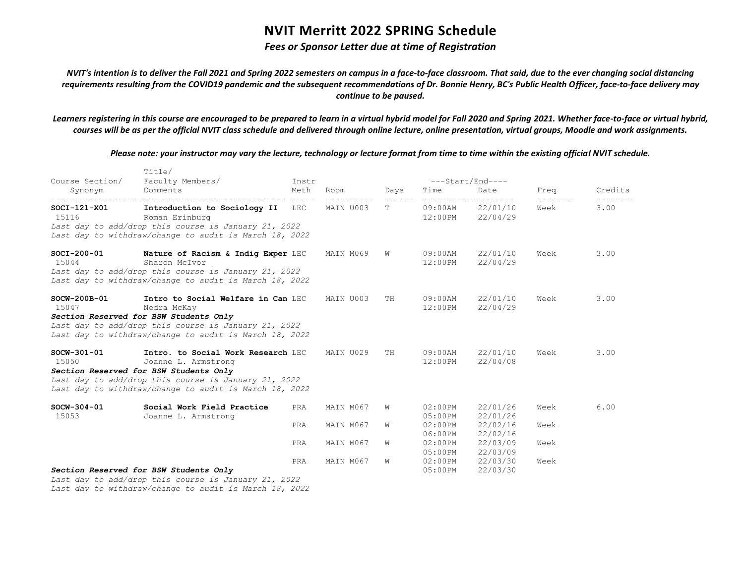# NVIT Merritt 2022 SPRING Schedule

***Fees or Sponsor Letter due at time of Registration***

***NVIT's intention is to deliver the Fall 2021 and Spring 2022 semesters on campus in a face-to-face classroom. That said, due to the ever changing social distancing requirements resulting from the COVID19 pandemic and the subsequent recommendations of Dr. Bonnie Henry, BC's Public Health Officer, face-to-face delivery may continue to be paused.***

***Learners registering in this course are encouraged to be prepared to learn in a virtual hybrid model for Fall 2020 and Spring 2021. Whether face-to-face or virtual hybrid, courses will be as per the official NVIT class schedule and delivered through online lecture, online presentation, virtual groups, Moodle and work assignments.***

***Please note: your instructor may vary the lecture, technology or lecture format from time to time within the existing official NVIT schedule.***

| Course Section/ Synonym | Title/ Faculty Members/ Comments | Instr Meth | Room | Days | Start/End Time | Start/End Date | Freq | Credits |
|---|---|---|---|---|---|---|---|---|
| **SOCI-121-X01** 15116 | **Introduction to Sociology II** Roman Erinburg | LEC | MAIN U003 | T | 09:00AM 12:00PM | 22/01/10 22/04/29 | Week | 3.00 |
| | *Last day to add/drop this course is January 21, 2022* *Last day to withdraw/change to audit is March 18, 2022* | | | | | | | |
| **SOCI-200-01** 15044 | **Nature of Racism & Indig Exper** Sharon McIvor | LEC | MAIN M069 | W | 09:00AM 12:00PM | 22/01/10 22/04/29 | Week | 3.00 |
| | *Last day to add/drop this course is January 21, 2022* *Last day to withdraw/change to audit is March 18, 2022* | | | | | | | |
| **SOCW-200B-01** 15047 | **Intro to Social Welfare in Can** Nedra McKay | LEC | MAIN U003 | TH | 09:00AM 12:00PM | 22/01/10 22/04/29 | Week | 3.00 |
| | ***Section Reserved for BSW Students Only*** *Last day to add/drop this course is January 21, 2022* *Last day to withdraw/change to audit is March 18, 2022* | | | | | | | |
| **SOCW-301-01** 15050 | **Intro. to Social Work Research** Joanne L. Armstrong | LEC | MAIN U029 | TH | 09:00AM 12:00PM | 22/01/10 22/04/08 | Week | 3.00 |
| | ***Section Reserved for BSW Students Only*** *Last day to add/drop this course is January 21, 2022* *Last day to withdraw/change to audit is March 18, 2022* | | | | | | | |
| **SOCW-304-01** 15053 | **Social Work Field Practice** Joanne L. Armstrong | PRA | MAIN M067 | W | 02:00PM 05:00PM | 22/01/26 22/01/26 | Week | 6.00 |
| | | PRA | MAIN M067 | W | 02:00PM 06:00PM | 22/02/16 22/02/16 | Week | |
| | | PRA | MAIN M067 | W | 02:00PM 05:00PM | 22/03/09 22/03/09 | Week | |
| | | PRA | MAIN M067 | W | 02:00PM 05:00PM | 22/03/30 22/03/30 | Week | |
| | ***Section Reserved for BSW Students Only*** *Last day to add/drop this course is January 21, 2022* *Last day to withdraw/change to audit is March 18, 2022* | | | | | | | |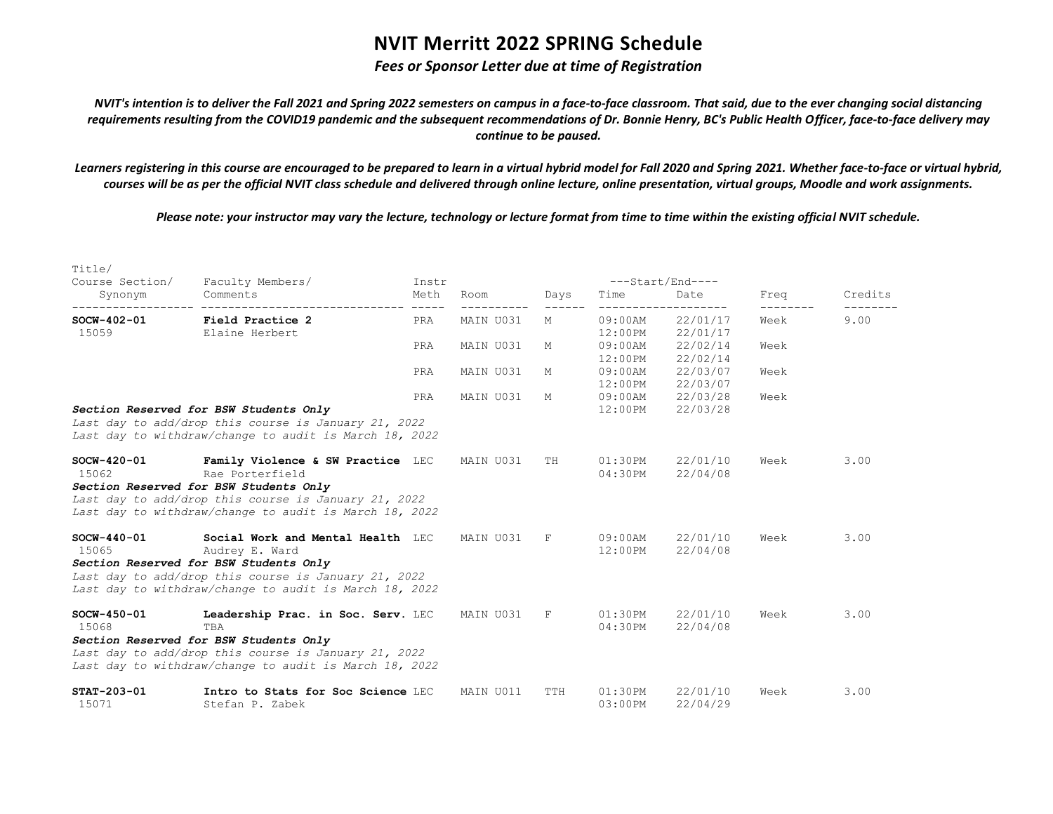# NVIT Merritt 2022 SPRING Schedule

*Fees or Sponsor Letter due at time of Registration*

*NVIT's intention is to deliver the Fall 2021 and Spring 2022 semesters on campus in a face-to-face classroom. That said, due to the ever changing social distancing requirements resulting from the COVID19 pandemic and the subsequent recommendations of Dr. Bonnie Henry, BC's Public Health Officer, face-to-face delivery may continue to be paused.*

*Learners registering in this course are encouraged to be prepared to learn in a virtual hybrid model for Fall 2020 and Spring 2021. Whether face-to-face or virtual hybrid, courses will be as per the official NVIT class schedule and delivered through online lecture, online presentation, virtual groups, Moodle and work assignments.*

*Please note: your instructor may vary the lecture, technology or lecture format from time to time within the existing official NVIT schedule.*

| Title/ Course Section/ Synonym | Faculty Members/ Comments | Instr Meth | Room | Days | Start/End Time | Start/End Date | Freq | Credits |
|---|---|---|---|---|---|---|---|---|
| **SOCW-402-01** 15059 | **Field Practice 2** Elaine Herbert | PRA | MAIN U031 | M | 09:00AM 12:00PM | 22/01/17 22/01/17 | Week | 9.00 |
| | | PRA | MAIN U031 | M | 09:00AM 12:00PM | 22/02/14 22/02/14 | Week | |
| | | PRA | MAIN U031 | M | 09:00AM 12:00PM | 22/03/07 22/03/07 | Week | |
| | | PRA | MAIN U031 | M | 09:00AM 12:00PM | 22/03/28 22/03/28 | Week | |
| ***Section Reserved for BSW Students Only*** *Last day to add/drop this course is January 21, 2022* *Last day to withdraw/change to audit is March 18, 2022* | | | | | | | | |
| **SOCW-420-01** 15062 | **Family Violence & SW Practice** Rae Porterfield | LEC | MAIN U031 | TH | 01:30PM 04:30PM | 22/01/10 22/04/08 | Week | 3.00 |
| ***Section Reserved for BSW Students Only*** *Last day to add/drop this course is January 21, 2022* *Last day to withdraw/change to audit is March 18, 2022* | | | | | | | | |
| **SOCW-440-01** 15065 | **Social Work and Mental Health** Audrey E. Ward | LEC | MAIN U031 | F | 09:00AM 12:00PM | 22/01/10 22/04/08 | Week | 3.00 |
| ***Section Reserved for BSW Students Only*** *Last day to add/drop this course is January 21, 2022* *Last day to withdraw/change to audit is March 18, 2022* | | | | | | | | |
| **SOCW-450-01** 15068 | **Leadership Prac. in Soc. Serv.** TBA | LEC | MAIN U031 | F | 01:30PM 04:30PM | 22/01/10 22/04/08 | Week | 3.00 |
| ***Section Reserved for BSW Students Only*** *Last day to add/drop this course is January 21, 2022* *Last day to withdraw/change to audit is March 18, 2022* | | | | | | | | |
| **STAT-203-01** 15071 | **Intro to Stats for Soc Science** Stefan P. Zabek | LEC | MAIN U011 | TTH | 01:30PM 03:00PM | 22/01/10 22/04/29 | Week | 3.00 |